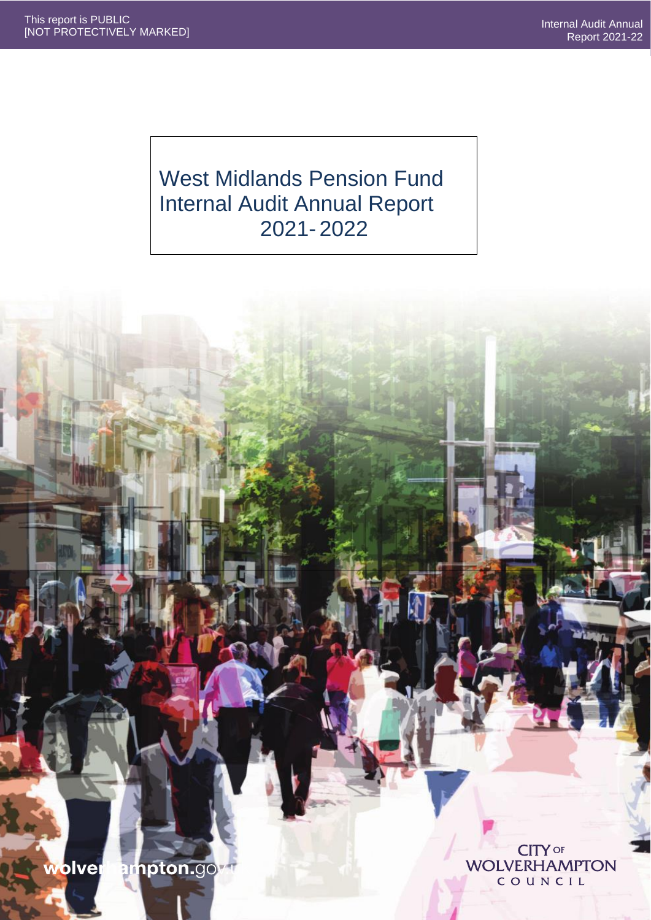This report is PUBLIC
[NOT PROTECTIVELY MARKED]

Internal Audit Annual Report 2021-22

# West Midlands Pension Fund Internal Audit Annual Report 2021-2022

wolverhampton.gov.uk

CITY OF WOLVERHAMPTON COUNCIL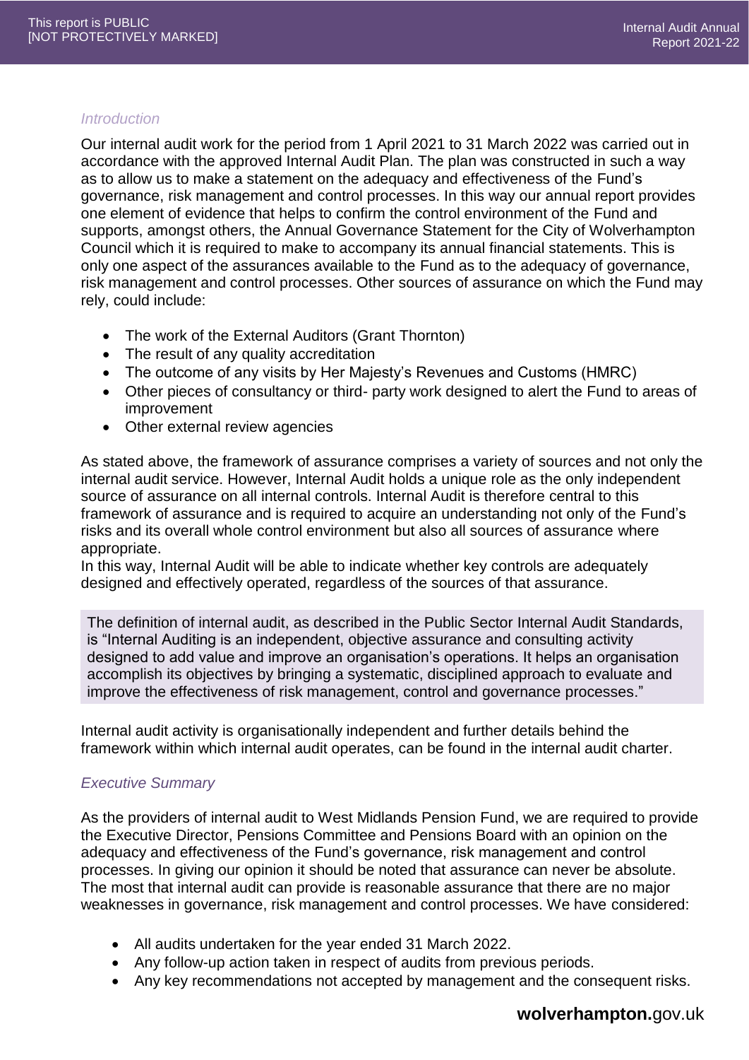*Introduction*

Our internal audit work for the period from 1 April 2021 to 31 March 2022 was carried out in accordance with the approved Internal Audit Plan. The plan was constructed in such a way as to allow us to make a statement on the adequacy and effectiveness of the Fund's governance, risk management and control processes. In this way our annual report provides one element of evidence that helps to confirm the control environment of the Fund and supports, amongst others, the Annual Governance Statement for the City of Wolverhampton Council which it is required to make to accompany its annual financial statements. This is only one aspect of the assurances available to the Fund as to the adequacy of governance, risk management and control processes. Other sources of assurance on which the Fund may rely, could include:

- The work of the External Auditors (Grant Thornton)
- The result of any quality accreditation
- The outcome of any visits by Her Majesty's Revenues and Customs (HMRC)
- Other pieces of consultancy or third- party work designed to alert the Fund to areas of improvement
- Other external review agencies

As stated above, the framework of assurance comprises a variety of sources and not only the internal audit service. However, Internal Audit holds a unique role as the only independent source of assurance on all internal controls. Internal Audit is therefore central to this framework of assurance and is required to acquire an understanding not only of the Fund's risks and its overall whole control environment but also all sources of assurance where appropriate.
In this way, Internal Audit will be able to indicate whether key controls are adequately designed and effectively operated, regardless of the sources of that assurance.

The definition of internal audit, as described in the Public Sector Internal Audit Standards, is "Internal Auditing is an independent, objective assurance and consulting activity designed to add value and improve an organisation's operations. It helps an organisation accomplish its objectives by bringing a systematic, disciplined approach to evaluate and improve the effectiveness of risk management, control and governance processes."

Internal audit activity is organisationally independent and further details behind the framework within which internal audit operates, can be found in the internal audit charter.

*Executive Summary*

As the providers of internal audit to West Midlands Pension Fund, we are required to provide the Executive Director, Pensions Committee and Pensions Board with an opinion on the adequacy and effectiveness of the Fund's governance, risk management and control processes. In giving our opinion it should be noted that assurance can never be absolute. The most that internal audit can provide is reasonable assurance that there are no major weaknesses in governance, risk management and control processes. We have considered:

- All audits undertaken for the year ended 31 March 2022.
- Any follow-up action taken in respect of audits from previous periods.
- Any key recommendations not accepted by management and the consequent risks.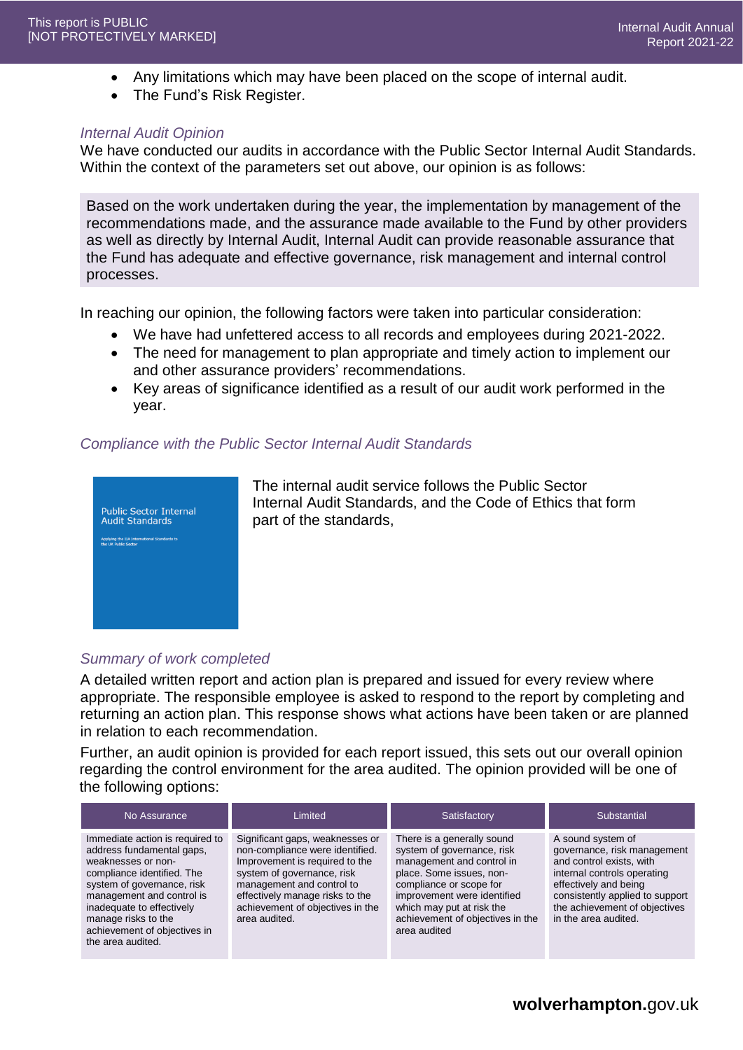- Any limitations which may have been placed on the scope of internal audit.
- The Fund's Risk Register.

### *Internal Audit Opinion*

We have conducted our audits in accordance with the Public Sector Internal Audit Standards. Within the context of the parameters set out above, our opinion is as follows:

> Based on the work undertaken during the year, the implementation by management of the recommendations made, and the assurance made available to the Fund by other providers as well as directly by Internal Audit, Internal Audit can provide reasonable assurance that the Fund has adequate and effective governance, risk management and internal control processes.

In reaching our opinion, the following factors were taken into particular consideration:

- We have had unfettered access to all records and employees during 2021-2022.
- The need for management to plan appropriate and timely action to implement our and other assurance providers' recommendations.
- Key areas of significance identified as a result of our audit work performed in the year.

### *Compliance with the Public Sector Internal Audit Standards*

Public Sector Internal Audit Standards

Applying the IIA International Standards to the UK Public Sector

The internal audit service follows the Public Sector Internal Audit Standards, and the Code of Ethics that form part of the standards,

### *Summary of work completed*

A detailed written report and action plan is prepared and issued for every review where appropriate. The responsible employee is asked to respond to the report by completing and returning an action plan. This response shows what actions have been taken or are planned in relation to each recommendation.

Further, an audit opinion is provided for each report issued, this sets out our overall opinion regarding the control environment for the area audited. The opinion provided will be one of the following options:

| No Assurance | Limited | Satisfactory | Substantial |
|---|---|---|---|
| Immediate action is required to address fundamental gaps, weaknesses or non-compliance identified. The system of governance, risk management and control is inadequate to effectively manage risks to the achievement of objectives in the area audited. | Significant gaps, weaknesses or non-compliance were identified. Improvement is required to the system of governance, risk management and control to effectively manage risks to the achievement of objectives in the area audited. | There is a generally sound system of governance, risk management and control in place. Some issues, non-compliance or scope for improvement were identified which may put at risk the achievement of objectives in the area audited | A sound system of governance, risk management and control exists, with internal controls operating effectively and being consistently applied to support the achievement of objectives in the area audited. |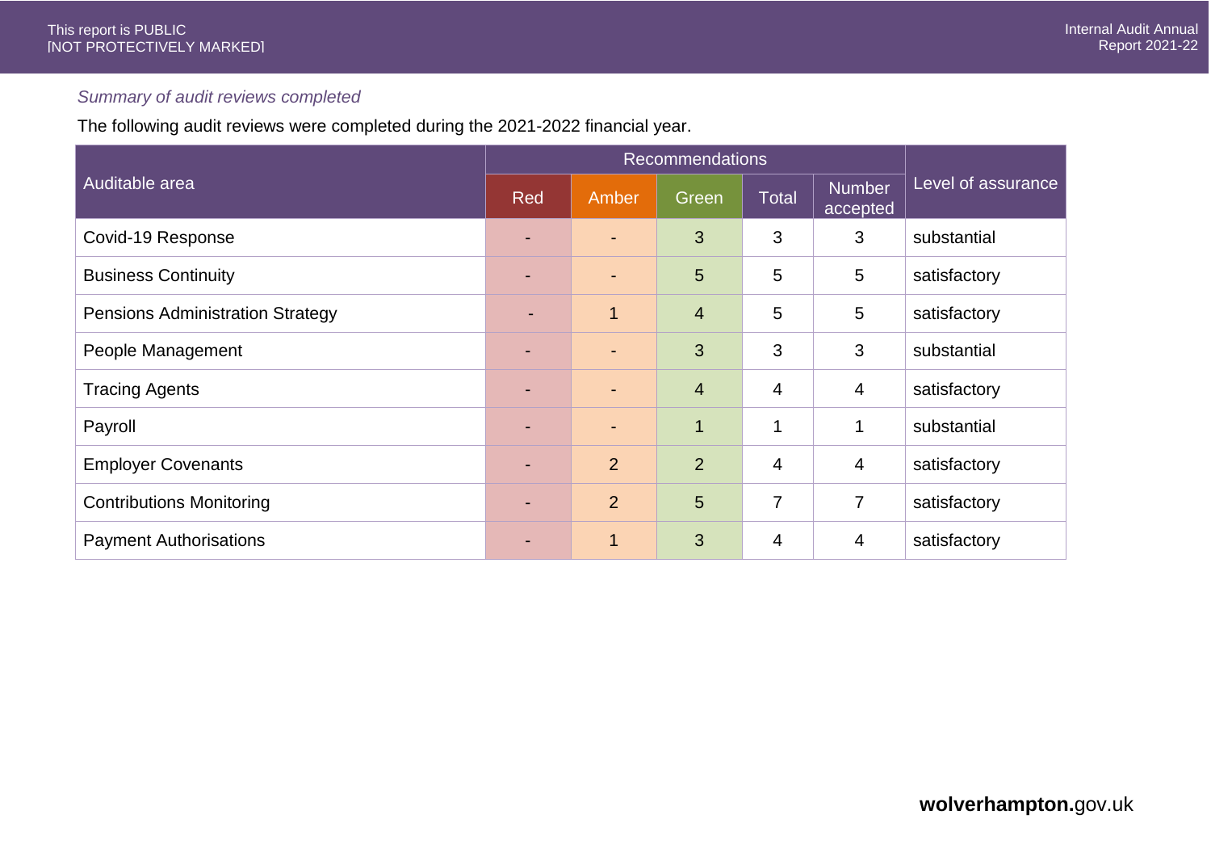*Summary of audit reviews completed*

The following audit reviews were completed during the 2021-2022 financial year.

| Auditable area | Recommendations | | | | | Level of assurance |
|---|---|---|---|---|---|---|
| | Red | Amber | Green | Total | Number accepted | |
| Covid-19 Response | - | - | 3 | 3 | 3 | substantial |
| Business Continuity | - | - | 5 | 5 | 5 | satisfactory |
| Pensions Administration Strategy | - | 1 | 4 | 5 | 5 | satisfactory |
| People Management | - | - | 3 | 3 | 3 | substantial |
| Tracing Agents | - | - | 4 | 4 | 4 | satisfactory |
| Payroll | - | - | 1 | 1 | 1 | substantial |
| Employer Covenants | - | 2 | 2 | 4 | 4 | satisfactory |
| Contributions Monitoring | - | 2 | 5 | 7 | 7 | satisfactory |
| Payment Authorisations | - | 1 | 3 | 4 | 4 | satisfactory |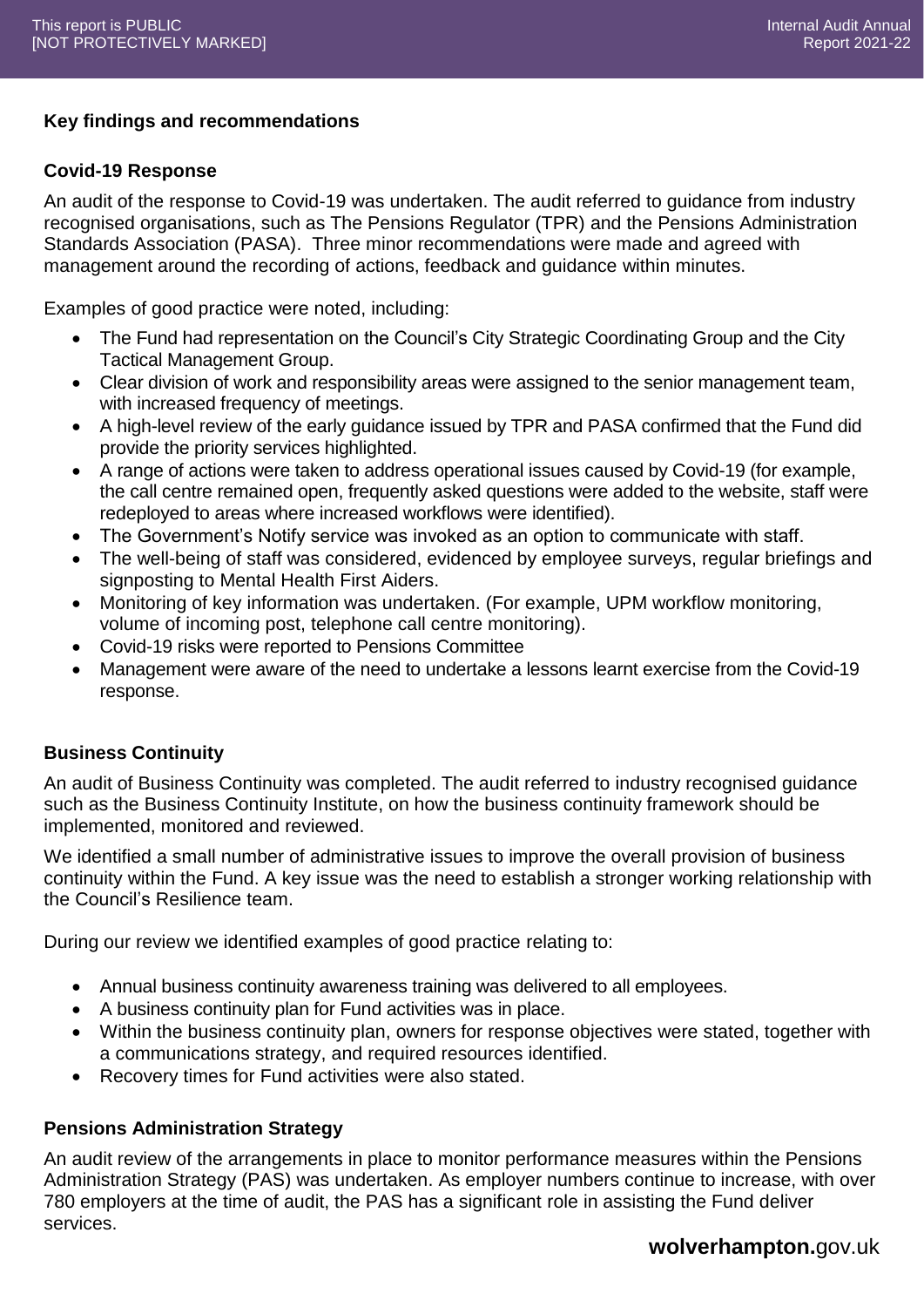**Key findings and recommendations**

**Covid-19 Response**

An audit of the response to Covid-19 was undertaken. The audit referred to guidance from industry recognised organisations, such as The Pensions Regulator (TPR) and the Pensions Administration Standards Association (PASA). Three minor recommendations were made and agreed with management around the recording of actions, feedback and guidance within minutes.

Examples of good practice were noted, including:

- The Fund had representation on the Council's City Strategic Coordinating Group and the City Tactical Management Group.
- Clear division of work and responsibility areas were assigned to the senior management team, with increased frequency of meetings.
- A high-level review of the early guidance issued by TPR and PASA confirmed that the Fund did provide the priority services highlighted.
- A range of actions were taken to address operational issues caused by Covid-19 (for example, the call centre remained open, frequently asked questions were added to the website, staff were redeployed to areas where increased workflows were identified).
- The Government's Notify service was invoked as an option to communicate with staff.
- The well-being of staff was considered, evidenced by employee surveys, regular briefings and signposting to Mental Health First Aiders.
- Monitoring of key information was undertaken. (For example, UPM workflow monitoring, volume of incoming post, telephone call centre monitoring).
- Covid-19 risks were reported to Pensions Committee
- Management were aware of the need to undertake a lessons learnt exercise from the Covid-19 response.

**Business Continuity**

An audit of Business Continuity was completed. The audit referred to industry recognised guidance such as the Business Continuity Institute, on how the business continuity framework should be implemented, monitored and reviewed.

We identified a small number of administrative issues to improve the overall provision of business continuity within the Fund. A key issue was the need to establish a stronger working relationship with the Council's Resilience team.

During our review we identified examples of good practice relating to:

- Annual business continuity awareness training was delivered to all employees.
- A business continuity plan for Fund activities was in place.
- Within the business continuity plan, owners for response objectives were stated, together with a communications strategy, and required resources identified.
- Recovery times for Fund activities were also stated.

**Pensions Administration Strategy**

An audit review of the arrangements in place to monitor performance measures within the Pensions Administration Strategy (PAS) was undertaken. As employer numbers continue to increase, with over 780 employers at the time of audit, the PAS has a significant role in assisting the Fund deliver services.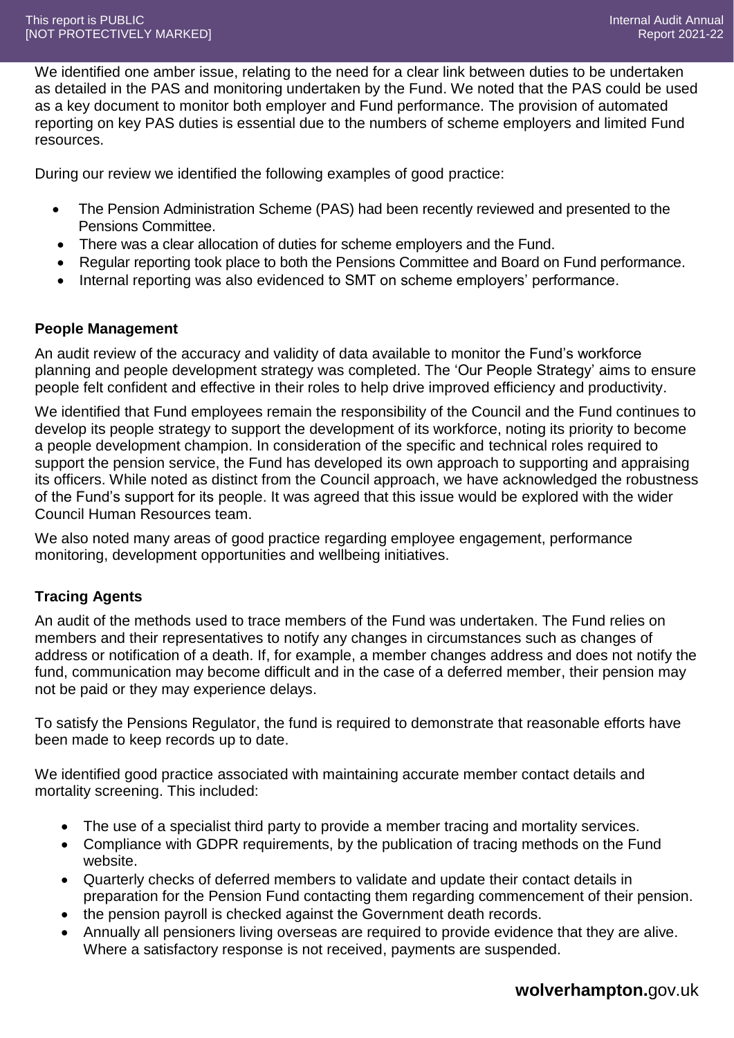We identified one amber issue, relating to the need for a clear link between duties to be undertaken as detailed in the PAS and monitoring undertaken by the Fund. We noted that the PAS could be used as a key document to monitor both employer and Fund performance. The provision of automated reporting on key PAS duties is essential due to the numbers of scheme employers and limited Fund resources.

During our review we identified the following examples of good practice:

- The Pension Administration Scheme (PAS) had been recently reviewed and presented to the Pensions Committee.
- There was a clear allocation of duties for scheme employers and the Fund.
- Regular reporting took place to both the Pensions Committee and Board on Fund performance.
- Internal reporting was also evidenced to SMT on scheme employers' performance.

**People Management**

An audit review of the accuracy and validity of data available to monitor the Fund's workforce planning and people development strategy was completed. The 'Our People Strategy' aims to ensure people felt confident and effective in their roles to help drive improved efficiency and productivity.

We identified that Fund employees remain the responsibility of the Council and the Fund continues to develop its people strategy to support the development of its workforce, noting its priority to become a people development champion. In consideration of the specific and technical roles required to support the pension service, the Fund has developed its own approach to supporting and appraising its officers. While noted as distinct from the Council approach, we have acknowledged the robustness of the Fund's support for its people. It was agreed that this issue would be explored with the wider Council Human Resources team.

We also noted many areas of good practice regarding employee engagement, performance monitoring, development opportunities and wellbeing initiatives.

**Tracing Agents**

An audit of the methods used to trace members of the Fund was undertaken. The Fund relies on members and their representatives to notify any changes in circumstances such as changes of address or notification of a death. If, for example, a member changes address and does not notify the fund, communication may become difficult and in the case of a deferred member, their pension may not be paid or they may experience delays.

To satisfy the Pensions Regulator, the fund is required to demonstrate that reasonable efforts have been made to keep records up to date.

We identified good practice associated with maintaining accurate member contact details and mortality screening. This included:

- The use of a specialist third party to provide a member tracing and mortality services.
- Compliance with GDPR requirements, by the publication of tracing methods on the Fund website.
- Quarterly checks of deferred members to validate and update their contact details in preparation for the Pension Fund contacting them regarding commencement of their pension.
- the pension payroll is checked against the Government death records.
- Annually all pensioners living overseas are required to provide evidence that they are alive. Where a satisfactory response is not received, payments are suspended.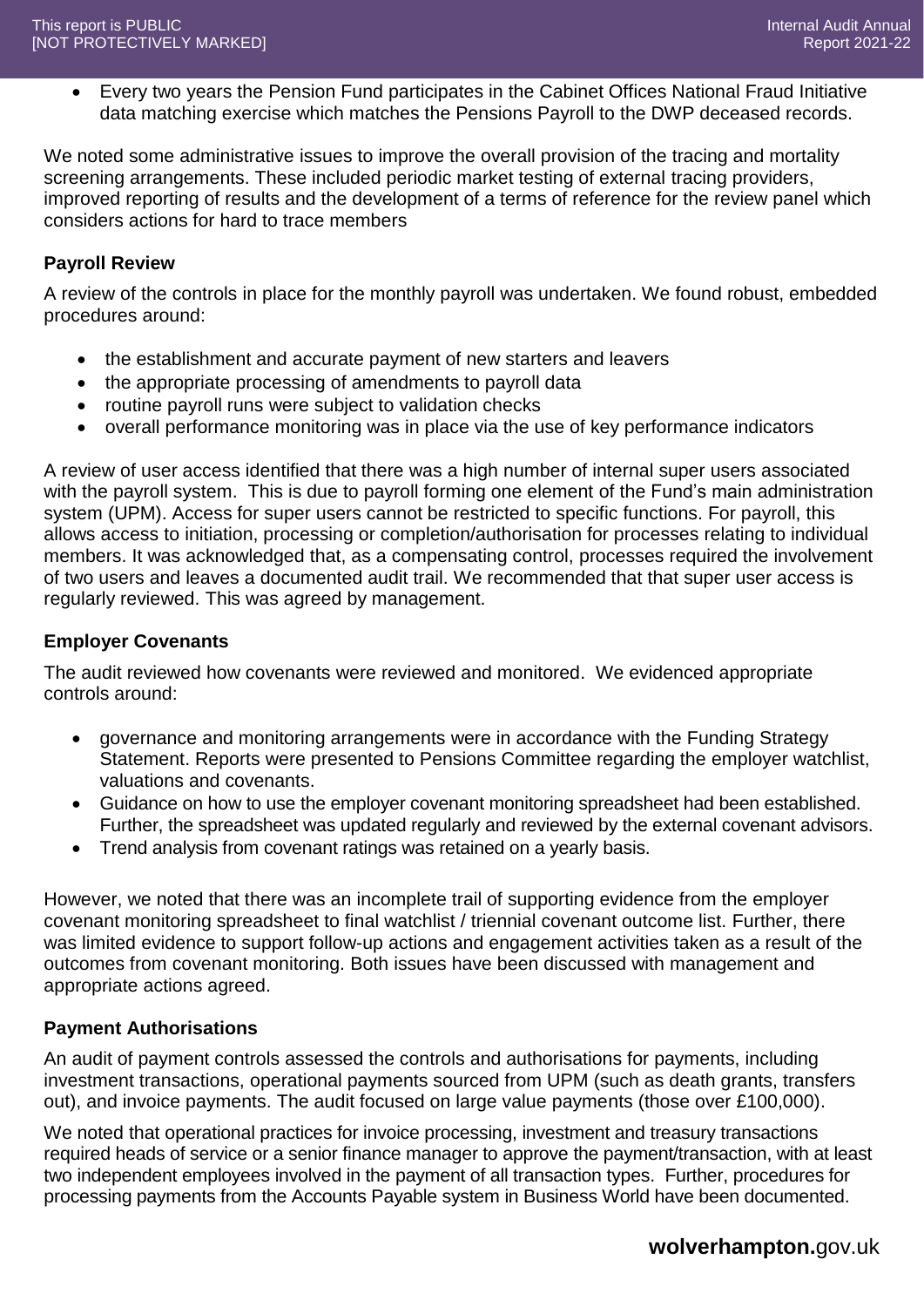- Every two years the Pension Fund participates in the Cabinet Offices National Fraud Initiative data matching exercise which matches the Pensions Payroll to the DWP deceased records.

We noted some administrative issues to improve the overall provision of the tracing and mortality screening arrangements. These included periodic market testing of external tracing providers, improved reporting of results and the development of a terms of reference for the review panel which considers actions for hard to trace members

**Payroll Review**

A review of the controls in place for the monthly payroll was undertaken. We found robust, embedded procedures around:

- the establishment and accurate payment of new starters and leavers
- the appropriate processing of amendments to payroll data
- routine payroll runs were subject to validation checks
- overall performance monitoring was in place via the use of key performance indicators

A review of user access identified that there was a high number of internal super users associated with the payroll system. This is due to payroll forming one element of the Fund's main administration system (UPM). Access for super users cannot be restricted to specific functions. For payroll, this allows access to initiation, processing or completion/authorisation for processes relating to individual members. It was acknowledged that, as a compensating control, processes required the involvement of two users and leaves a documented audit trail. We recommended that that super user access is regularly reviewed. This was agreed by management.

**Employer Covenants**

The audit reviewed how covenants were reviewed and monitored. We evidenced appropriate controls around:

- governance and monitoring arrangements were in accordance with the Funding Strategy Statement. Reports were presented to Pensions Committee regarding the employer watchlist, valuations and covenants.
- Guidance on how to use the employer covenant monitoring spreadsheet had been established. Further, the spreadsheet was updated regularly and reviewed by the external covenant advisors.
- Trend analysis from covenant ratings was retained on a yearly basis.

However, we noted that there was an incomplete trail of supporting evidence from the employer covenant monitoring spreadsheet to final watchlist / triennial covenant outcome list. Further, there was limited evidence to support follow-up actions and engagement activities taken as a result of the outcomes from covenant monitoring. Both issues have been discussed with management and appropriate actions agreed.

**Payment Authorisations**

An audit of payment controls assessed the controls and authorisations for payments, including investment transactions, operational payments sourced from UPM (such as death grants, transfers out), and invoice payments. The audit focused on large value payments (those over £100,000).

We noted that operational practices for invoice processing, investment and treasury transactions required heads of service or a senior finance manager to approve the payment/transaction, with at least two independent employees involved in the payment of all transaction types. Further, procedures for processing payments from the Accounts Payable system in Business World have been documented.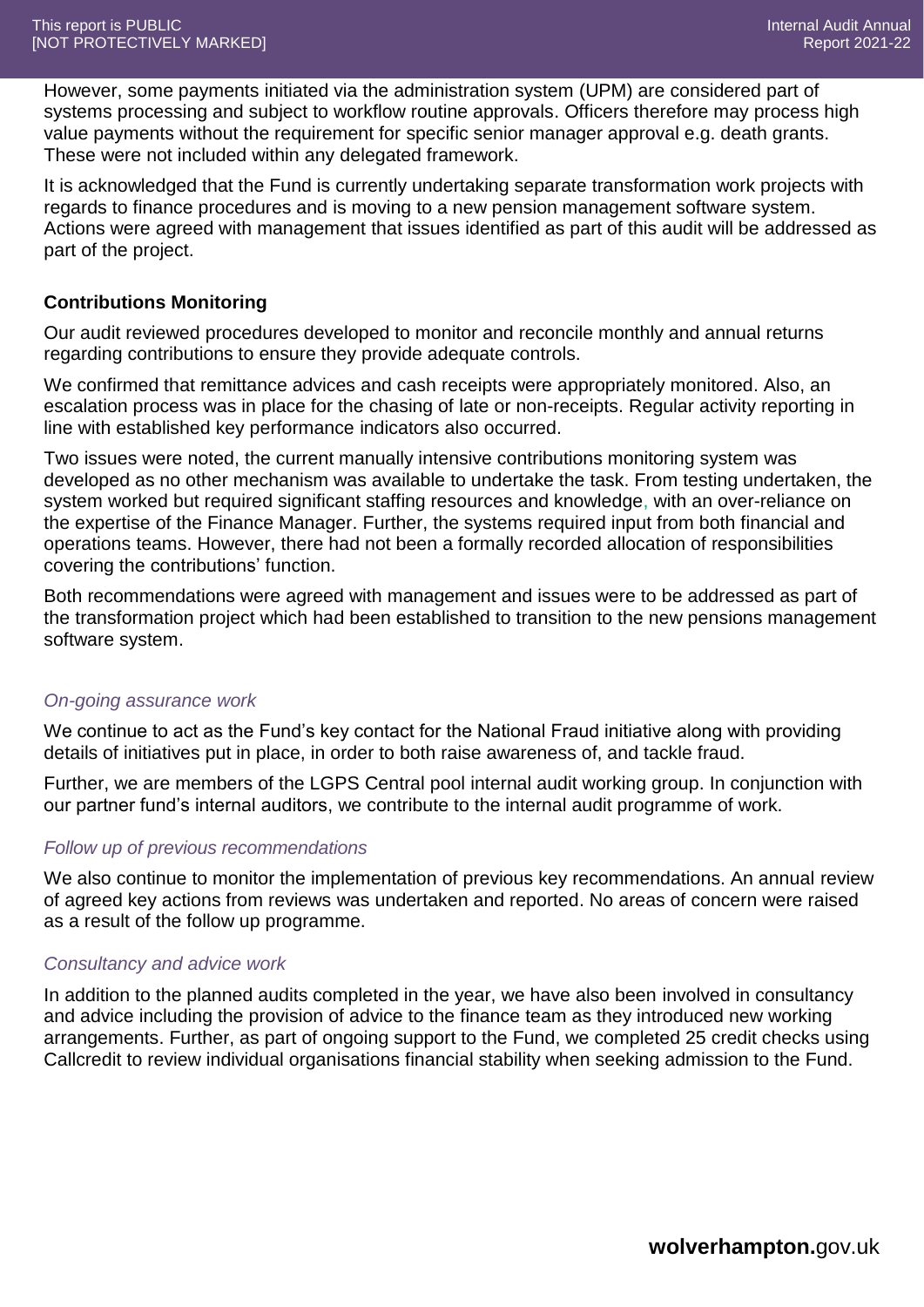However, some payments initiated via the administration system (UPM) are considered part of systems processing and subject to workflow routine approvals. Officers therefore may process high value payments without the requirement for specific senior manager approval e.g. death grants. These were not included within any delegated framework.

It is acknowledged that the Fund is currently undertaking separate transformation work projects with regards to finance procedures and is moving to a new pension management software system. Actions were agreed with management that issues identified as part of this audit will be addressed as part of the project.

**Contributions Monitoring**

Our audit reviewed procedures developed to monitor and reconcile monthly and annual returns regarding contributions to ensure they provide adequate controls.

We confirmed that remittance advices and cash receipts were appropriately monitored. Also, an escalation process was in place for the chasing of late or non-receipts. Regular activity reporting in line with established key performance indicators also occurred.

Two issues were noted, the current manually intensive contributions monitoring system was developed as no other mechanism was available to undertake the task. From testing undertaken, the system worked but required significant staffing resources and knowledge, with an over-reliance on the expertise of the Finance Manager. Further, the systems required input from both financial and operations teams. However, there had not been a formally recorded allocation of responsibilities covering the contributions' function.

Both recommendations were agreed with management and issues were to be addressed as part of the transformation project which had been established to transition to the new pensions management software system.

*On-going assurance work*

We continue to act as the Fund's key contact for the National Fraud initiative along with providing details of initiatives put in place, in order to both raise awareness of, and tackle fraud.

Further, we are members of the LGPS Central pool internal audit working group. In conjunction with our partner fund's internal auditors, we contribute to the internal audit programme of work.

*Follow up of previous recommendations*

We also continue to monitor the implementation of previous key recommendations. An annual review of agreed key actions from reviews was undertaken and reported. No areas of concern were raised as a result of the follow up programme.

*Consultancy and advice work*

In addition to the planned audits completed in the year, we have also been involved in consultancy and advice including the provision of advice to the finance team as they introduced new working arrangements. Further, as part of ongoing support to the Fund, we completed 25 credit checks using Callcredit to review individual organisations financial stability when seeking admission to the Fund.